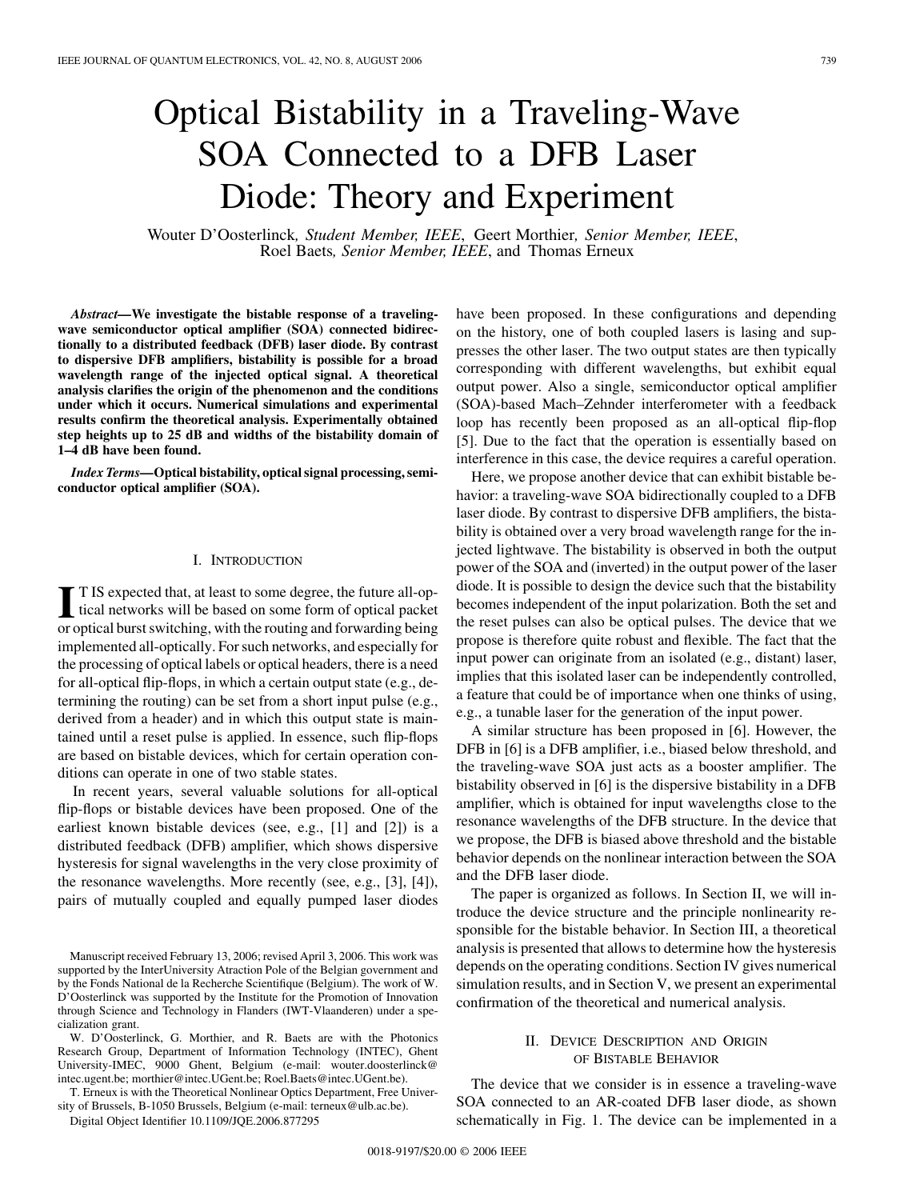# Optical Bistability in a Traveling-Wave SOA Connected to a DFB Laser Diode: Theory and Experiment

Wouter D'Oosterlinck, *Student Member, IEEE*, Geert Morthier, *Senior Member, IEEE*, Roel Baets, *Senior Member, IEEE*, and Thomas Erneux

***Abstract*—We investigate the bistable response of a traveling-wave semiconductor optical amplifier (SOA) connected bidirectionally to a distributed feedback (DFB) laser diode. By contrast to dispersive DFB amplifiers, bistability is possible for a broad wavelength range of the injected optical signal. A theoretical analysis clarifies the origin of the phenomenon and the conditions under which it occurs. Numerical simulations and experimental results confirm the theoretical analysis. Experimentally obtained step heights up to 25 dB and widths of the bistability domain of 1–4 dB have been found.**

***Index Terms*—Optical bistability, optical signal processing, semiconductor optical amplifier (SOA).**

## I. Introduction

It is expected that, at least to some degree, the future all-optical networks will be based on some form of optical packet or optical burst switching, with the routing and forwarding being implemented all-optically. For such networks, and especially for the processing of optical labels or optical headers, there is a need for all-optical flip-flops, in which a certain output state (e.g., determining the routing) can be set from a short input pulse (e.g., derived from a header) and in which this output state is maintained until a reset pulse is applied. In essence, such flip-flops are based on bistable devices, which for certain operation conditions can operate in one of two stable states.

In recent years, several valuable solutions for all-optical flip-flops or bistable devices have been proposed. One of the earliest known bistable devices (see, e.g., [1] and [2]) is a distributed feedback (DFB) amplifier, which shows dispersive hysteresis for signal wavelengths in the very close proximity of the resonance wavelengths. More recently (see, e.g., [3], [4]), pairs of mutually coupled and equally pumped laser diodes have been proposed. In these configurations and depending on the history, one of both coupled lasers is lasing and suppresses the other laser. The two output states are then typically corresponding with different wavelengths, but exhibit equal output power. Also a single, semiconductor optical amplifier (SOA)-based Mach–Zehnder interferometer with a feedback loop has recently been proposed as an all-optical flip-flop [5]. Due to the fact that the operation is essentially based on interference in this case, the device requires a careful operation.

Here, we propose another device that can exhibit bistable behavior: a traveling-wave SOA bidirectionally coupled to a DFB laser diode. By contrast to dispersive DFB amplifiers, the bistability is obtained over a very broad wavelength range for the injected lightwave. The bistability is observed in both the output power of the SOA and (inverted) in the output power of the laser diode. It is possible to design the device such that the bistability becomes independent of the input polarization. Both the set and the reset pulses can also be optical pulses. The device that we propose is therefore quite robust and flexible. The fact that the input power can originate from an isolated (e.g., distant) laser, implies that this isolated laser can be independently controlled, a feature that could be of importance when one thinks of using, e.g., a tunable laser for the generation of the input power.

A similar structure has been proposed in [6]. However, the DFB in [6] is a DFB amplifier, i.e., biased below threshold, and the traveling-wave SOA just acts as a booster amplifier. The bistability observed in [6] is the dispersive bistability in a DFB amplifier, which is obtained for input wavelengths close to the resonance wavelengths of the DFB structure. In the device that we propose, the DFB is biased above threshold and the bistable behavior depends on the nonlinear interaction between the SOA and the DFB laser diode.

The paper is organized as follows. In Section II, we will introduce the device structure and the principle nonlinearity responsible for the bistable behavior. In Section III, a theoretical analysis is presented that allows to determine how the hysteresis depends on the operating conditions. Section IV gives numerical simulation results, and in Section V, we present an experimental confirmation of the theoretical and numerical analysis.

## II. Device Description and Origin of Bistable Behavior

The device that we consider is in essence a traveling-wave SOA connected to an AR-coated DFB laser diode, as shown schematically in Fig. 1. The device can be implemented in a

---

Manuscript received February 13, 2006; revised April 3, 2006. This work was supported by the InterUniversity Atraction Pole of the Belgian government and by the Fonds National de la Recherche Scientifique (Belgium). The work of W. D'Oosterlinck was supported by the Institute for the Promotion of Innovation through Science and Technology in Flanders (IWT-Vlaanderen) under a specialization grant.

W. D'Oosterlinck, G. Morthier, and R. Baets are with the Photonics Research Group, Department of Information Technology (INTEC), Ghent University-IMEC, 9000 Ghent, Belgium (e-mail: wouter.doosterlinck@intec.ugent.be; morthier@intec.UGent.be; Roel.Baets@intec.UGent.be).

T. Erneux is with the Theoretical Nonlinear Optics Department, Free University of Brussels, B-1050 Brussels, Belgium (e-mail: terneux@ulb.ac.be).

Digital Object Identifier 10.1109/JQE.2006.877295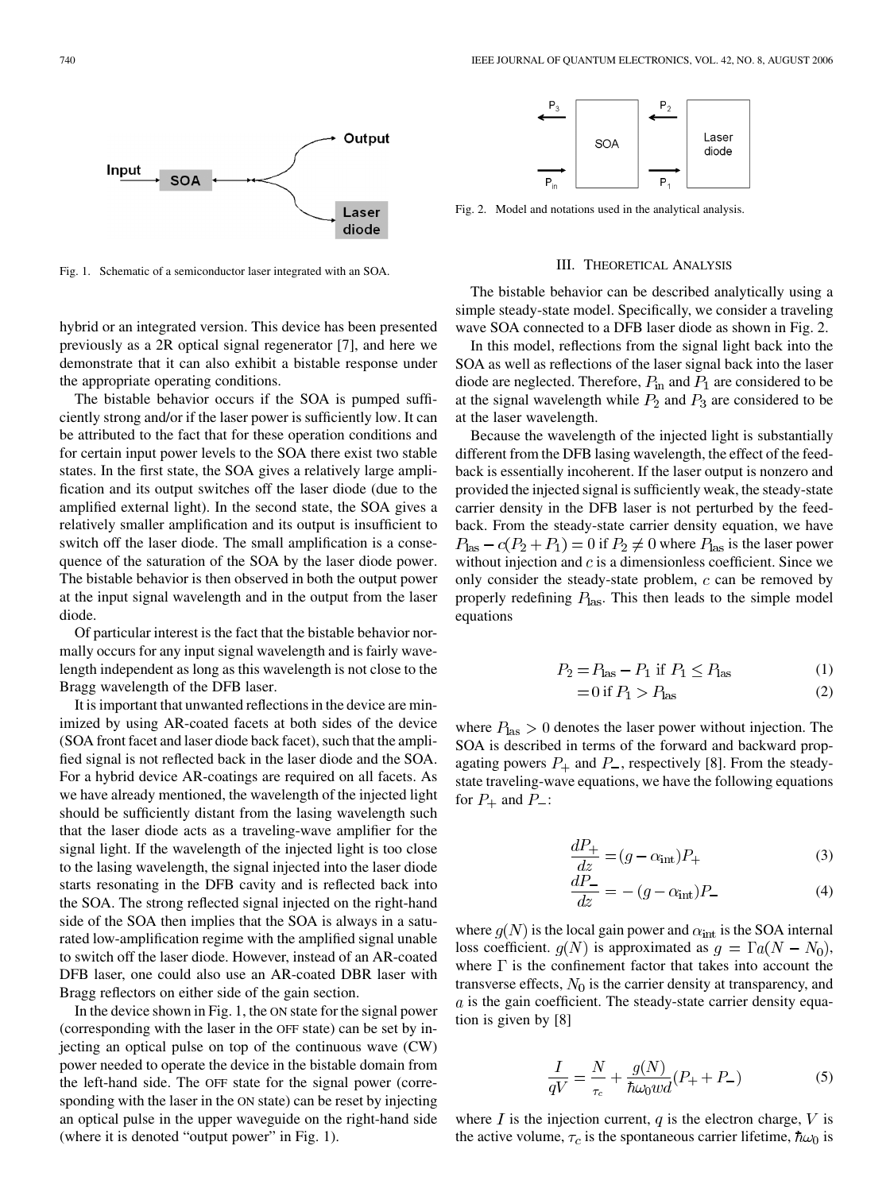Input → SOA ↔ → Output

Laser diode

Fig. 1. Schematic of a semiconductor laser integrated with an SOA.

hybrid or an integrated version. This device has been presented previously as a 2R optical signal regenerator [7], and here we demonstrate that it can also exhibit a bistable response under the appropriate operating conditions.

The bistable behavior occurs if the SOA is pumped sufficiently strong and/or if the laser power is sufficiently low. It can be attributed to the fact that for these operation conditions and for certain input power levels to the SOA there exist two stable states. In the first state, the SOA gives a relatively large amplification and its output switches off the laser diode (due to the amplified external light). In the second state, the SOA gives a relatively smaller amplification and its output is insufficient to switch off the laser diode. The small amplification is a consequence of the saturation of the SOA by the laser diode power. The bistable behavior is then observed in both the output power at the input signal wavelength and in the output from the laser diode.

Of particular interest is the fact that the bistable behavior normally occurs for any input signal wavelength and is fairly wavelength independent as long as this wavelength is not close to the Bragg wavelength of the DFB laser.

It is important that unwanted reflections in the device are minimized by using AR-coated facets at both sides of the device (SOA front facet and laser diode back facet), such that the amplified signal is not reflected back in the laser diode and the SOA. For a hybrid device AR-coatings are required on all facets. As we have already mentioned, the wavelength of the injected light should be sufficiently distant from the lasing wavelength such that the laser diode acts as a traveling-wave amplifier for the signal light. If the wavelength of the injected light is too close to the lasing wavelength, the signal injected into the laser diode starts resonating in the DFB cavity and is reflected back into the SOA. The strong reflected signal injected on the right-hand side of the SOA then implies that the SOA is always in a saturated low-amplification regime with the amplified signal unable to switch off the laser diode. However, instead of an AR-coated DFB laser, one could also use an AR-coated DBR laser with Bragg reflectors on either side of the gain section.

In the device shown in Fig. 1, the ON state for the signal power (corresponding with the laser in the OFF state) can be set by injecting an optical pulse on top of the continuous wave (CW) power needed to operate the device in the bistable domain from the left-hand side. The OFF state for the signal power (corresponding with the laser in the ON state) can be reset by injecting an optical pulse in the upper waveguide on the right-hand side (where it is denoted "output power" in Fig. 1).

$P_3$ $P_2$ SOA Laser diode $P_{in}$ $P_1$

Fig. 2. Model and notations used in the analytical analysis.

## III. Theoretical Analysis

The bistable behavior can be described analytically using a simple steady-state model. Specifically, we consider a traveling wave SOA connected to a DFB laser diode as shown in Fig. 2.

In this model, reflections from the signal light back into the SOA as well as reflections of the laser signal back into the laser diode are neglected. Therefore, $P_{\text{in}}$ and $P_1$ are considered to be at the signal wavelength while $P_2$ and $P_3$ are considered to be at the laser wavelength.

Because the wavelength of the injected light is substantially different from the DFB lasing wavelength, the effect of the feedback is essentially incoherent. If the laser output is nonzero and provided the injected signal is sufficiently weak, the steady-state carrier density in the DFB laser is not perturbed by the feedback. From the steady-state carrier density equation, we have $P_{\text{las}} - c(P_2 + P_1) = 0$ if $P_2 \neq 0$ where $P_{\text{las}}$ is the laser power without injection and $c$ is a dimensionless coefficient. Since we only consider the steady-state problem, $c$ can be removed by properly redefining $P_{\text{las}}$. This then leads to the simple model equations

$$P_2 = P_{\text{las}} - P_1 \text{ if } P_1 \leq P_{\text{las}} \tag{1}$$

$$= 0 \text{ if } P_1 > P_{\text{las}} \tag{2}$$

where $P_{\text{las}} > 0$ denotes the laser power without injection. The SOA is described in terms of the forward and backward propagating powers $P_+$ and $P_-$, respectively [8]. From the steady-state traveling-wave equations, we have the following equations for $P_+$ and $P_-$:

$$\frac{dP_+}{dz} = (g - \alpha_{\text{int}})P_+ \tag{3}$$

$$\frac{dP_-}{dz} = -(g - \alpha_{\text{int}})P_- \tag{4}$$

where $g(N)$ is the local gain power and $\alpha_{\text{int}}$ is the SOA internal loss coefficient. $g(N)$ is approximated as $g = \Gamma a(N - N_0)$, where $\Gamma$ is the confinement factor that takes into account the transverse effects, $N_0$ is the carrier density at transparency, and $a$ is the gain coefficient. The steady-state carrier density equation is given by [8]

$$\frac{I}{qV} = \frac{N}{\tau_c} + \frac{g(N)}{\hbar\omega_0 wd}(P_+ + P_-) \tag{5}$$

where $I$ is the injection current, $q$ is the electron charge, $V$ is the active volume, $\tau_c$ is the spontaneous carrier lifetime, $\hbar\omega_0$ is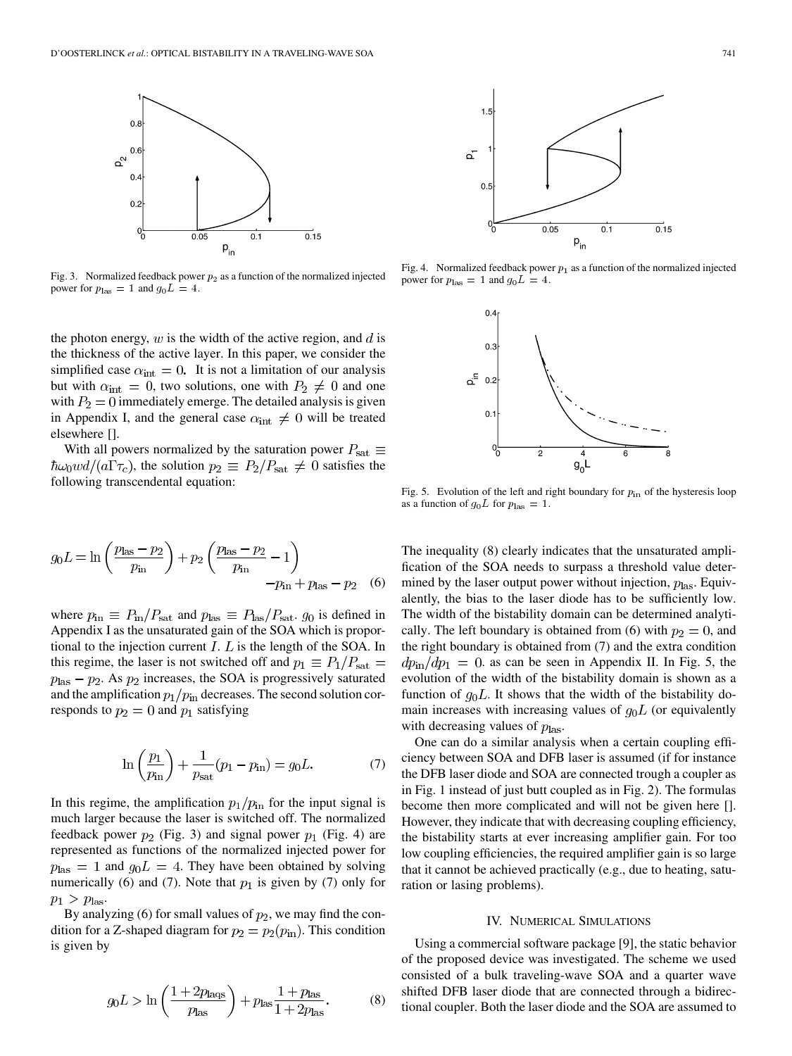Fig. 3. Normalized feedback power $p_2$ as a function of the normalized injected power for $p_{\text{las}} = 1$ and $g_0 L = 4$.

Fig. 4. Normalized feedback power $p_1$ as a function of the normalized injected power for $p_{\text{las}} = 1$ and $g_0 L = 4$.

Fig. 5. Evolution of the left and right boundary for $p_{\text{in}}$ of the hysteresis loop as a function of $g_0 L$ for $p_{\text{las}} = 1$.

the photon energy, $w$ is the width of the active region, and $d$ is the thickness of the active layer. In this paper, we consider the simplified case $\alpha_{\text{int}} = 0$. It is not a limitation of our analysis but with $\alpha_{\text{int}} = 0$, two solutions, one with $P_2 \neq 0$ and one with $P_2 = 0$ immediately emerge. The detailed analysis is given in Appendix I, and the general case $\alpha_{\text{int}} \neq 0$ will be treated elsewhere [].

With all powers normalized by the saturation power $P_{\text{sat}} \equiv \hbar\omega_0 wd/(a\Gamma\tau_c)$, the solution $p_2 \equiv P_2/P_{\text{sat}} \neq 0$ satisfies the following transcendental equation:

$$g_0 L = \ln\left(\frac{p_{\text{las}} - p_2}{p_{\text{in}}}\right) + p_2\left(\frac{p_{\text{las}} - p_2}{p_{\text{in}}} - 1\right) - p_{\text{in}} + p_{\text{las}} - p_2 \quad (6)$$

where $p_{\text{in}} \equiv P_{\text{in}}/P_{\text{sat}}$ and $p_{\text{las}} \equiv P_{\text{las}}/P_{\text{sat}}$. $g_0$ is defined in Appendix I as the unsaturated gain of the SOA which is proportional to the injection current $I$. $L$ is the length of the SOA. In this regime, the laser is not switched off and $p_1 \equiv P_1/P_{\text{sat}} = p_{\text{las}} - p_2$. As $p_2$ increases, the SOA is progressively saturated and the amplification $p_1/p_{\text{in}}$ decreases. The second solution corresponds to $p_2 = 0$ and $p_1$ satisfying

$$\ln\left(\frac{p_1}{p_{\text{in}}}\right) + \frac{1}{p_{\text{sat}}}(p_1 - p_{\text{in}}) = g_0 L. \quad (7)$$

In this regime, the amplification $p_1/p_{\text{in}}$ for the input signal is much larger because the laser is switched off. The normalized feedback power $p_2$ (Fig. 3) and signal power $p_1$ (Fig. 4) are represented as functions of the normalized injected power for $p_{\text{las}} = 1$ and $g_0 L = 4$. They have been obtained by solving numerically (6) and (7). Note that $p_1$ is given by (7) only for $p_1 > p_{\text{las}}$.

By analyzing (6) for small values of $p_2$, we may find the condition for a Z-shaped diagram for $p_2 = p_2(p_{\text{in}})$. This condition is given by

$$g_0 L > \ln\left(\frac{1 + 2p_{\text{laqs}}}{p_{\text{las}}}\right) + p_{\text{las}}\frac{1 + p_{\text{las}}}{1 + 2p_{\text{las}}}. \quad (8)$$

The inequality (8) clearly indicates that the unsaturated amplification of the SOA needs to surpass a threshold value determined by the laser output power without injection, $p_{\text{las}}$. Equivalently, the bias to the laser diode has to be sufficiently low. The width of the bistability domain can be determined analytically. The left boundary is obtained from (6) with $p_2 = 0$, and the right boundary is obtained from (7) and the extra condition $dp_{\text{in}}/dp_1 = 0$. as can be seen in Appendix II. In Fig. 5, the evolution of the width of the bistability domain is shown as a function of $g_0 L$. It shows that the width of the bistability domain increases with increasing values of $g_0 L$ (or equivalently with decreasing values of $p_{\text{las}}$.

One can do a similar analysis when a certain coupling efficiency between SOA and DFB laser is assumed (if for instance the DFB laser diode and SOA are connected trough a coupler as in Fig. 1 instead of just butt coupled as in Fig. 2). The formulas become then more complicated and will not be given here []. However, they indicate that with decreasing coupling efficiency, the bistability starts at ever increasing amplifier gain. For too low coupling efficiencies, the required amplifier gain is so large that it cannot be achieved practically (e.g., due to heating, saturation or lasing problems).

## IV. Numerical Simulations

Using a commercial software package [9], the static behavior of the proposed device was investigated. The scheme we used consisted of a bulk traveling-wave SOA and a quarter wave shifted DFB laser diode that are connected through a bidirectional coupler. Both the laser diode and the SOA are assumed to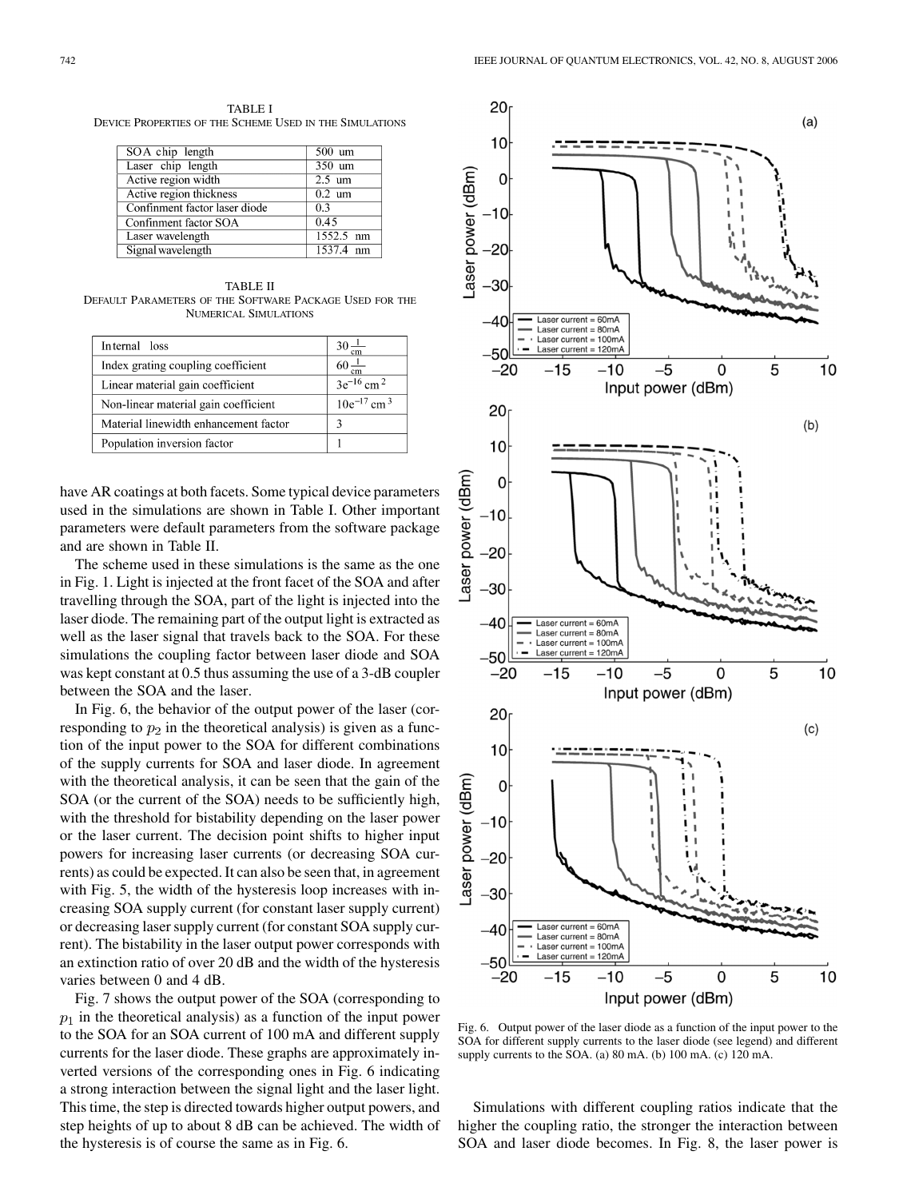TABLE I

DEVICE PROPERTIES OF THE SCHEME USED IN THE SIMULATIONS

| | |
|---|---|
| SOA chip length | 500 um |
| Laser chip length | 350 um |
| Active region width | 2.5 um |
| Active region thickness | 0.2 um |
| Confinment factor laser diode | 0.3 |
| Confinment factor SOA | 0.45 |
| Laser wavelength | 1552.5 nm |
| Signal wavelength | 1537.4 nm |

TABLE II

DEFAULT PARAMETERS OF THE SOFTWARE PACKAGE USED FOR THE NUMERICAL SIMULATIONS

| | |
|---|---|
| Internal loss | $30 \frac{1}{\text{cm}}$ |
| Index grating coupling coefficient | $60 \frac{1}{\text{cm}}$ |
| Linear material gain coefficient | $3e^{-16}$ cm$^2$ |
| Non-linear material gain coefficient | $10e^{-17}$ cm$^3$ |
| Material linewidth enhancement factor | 3 |
| Population inversion factor | 1 |

have AR coatings at both facets. Some typical device parameters used in the simulations are shown in Table I. Other important parameters were default parameters from the software package and are shown in Table II.

The scheme used in these simulations is the same as the one in Fig. 1. Light is injected at the front facet of the SOA and after travelling through the SOA, part of the light is injected into the laser diode. The remaining part of the output light is extracted as well as the laser signal that travels back to the SOA. For these simulations the coupling factor between laser diode and SOA was kept constant at 0.5 thus assuming the use of a 3-dB coupler between the SOA and the laser.

In Fig. 6, the behavior of the output power of the laser (corresponding to $p_2$ in the theoretical analysis) is given as a function of the input power to the SOA for different combinations of the supply currents for SOA and laser diode. In agreement with the theoretical analysis, it can be seen that the gain of the SOA (or the current of the SOA) needs to be sufficiently high, with the threshold for bistability depending on the laser power or the laser current. The decision point shifts to higher input powers for increasing laser currents (or decreasing SOA currents) as could be expected. It can also be seen that, in agreement with Fig. 5, the width of the hysteresis loop increases with increasing SOA supply current (for constant laser supply current) or decreasing laser supply current (for constant SOA supply current). The bistability in the laser output power corresponds with an extinction ratio of over 20 dB and the width of the hysteresis varies between 0 and 4 dB.

Fig. 7 shows the output power of the SOA (corresponding to $p_1$ in the theoretical analysis) as a function of the input power to the SOA for an SOA current of 100 mA and different supply currents for the laser diode. These graphs are approximately inverted versions of the corresponding ones in Fig. 6 indicating a strong interaction between the signal light and the laser light. This time, the step is directed towards higher output powers, and step heights of up to about 8 dB can be achieved. The width of the hysteresis is of course the same as in Fig. 6.

Fig. 6. Output power of the laser diode as a function of the input power to the SOA for different supply currents to the laser diode (see legend) and different supply currents to the SOA. (a) 80 mA. (b) 100 mA. (c) 120 mA.

Simulations with different coupling ratios indicate that the higher the coupling ratio, the stronger the interaction between SOA and laser diode becomes. In Fig. 8, the laser power is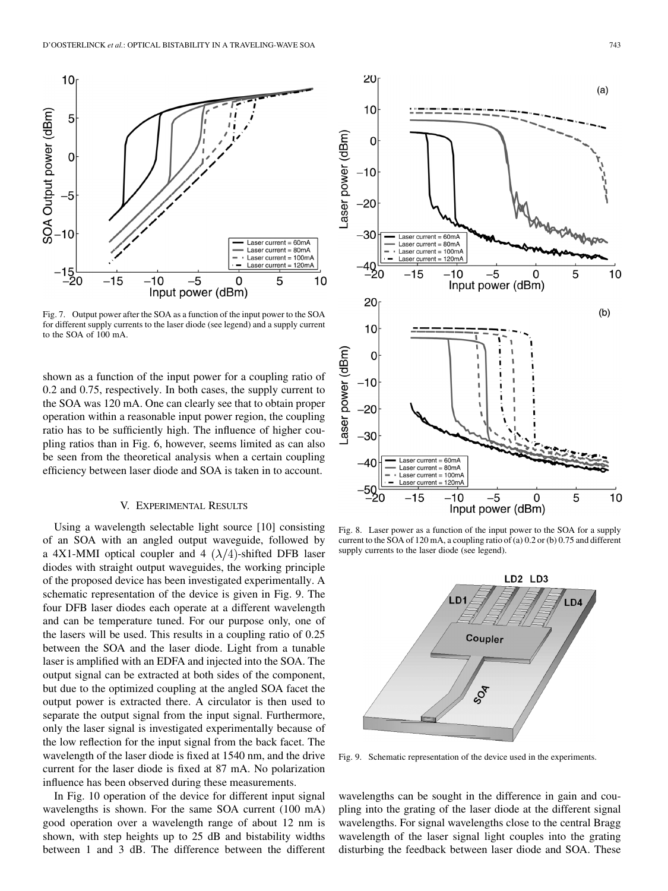Fig. 7. Output power after the SOA as a function of the input power to the SOA for different supply currents to the laser diode (see legend) and a supply current to the SOA of 100 mA.

shown as a function of the input power for a coupling ratio of 0.2 and 0.75, respectively. In both cases, the supply current to the SOA was 120 mA. One can clearly see that to obtain proper operation within a reasonable input power region, the coupling ratio has to be sufficiently high. The influence of higher coupling ratios than in Fig. 6, however, seems limited as can also be seen from the theoretical analysis when a certain coupling efficiency between laser diode and SOA is taken in to account.

Fig. 8. Laser power as a function of the input power to the SOA for a supply current to the SOA of 120 mA, a coupling ratio of (a) 0.2 or (b) 0.75 and different supply currents to the laser diode (see legend).

## V. Experimental Results

Using a wavelength selectable light source [10] consisting of an SOA with an angled output waveguide, followed by a 4X1-MMI optical coupler and 4 $(\lambda/4)$-shifted DFB laser diodes with straight output waveguides, the working principle of the proposed device has been investigated experimentally. A schematic representation of the device is given in Fig. 9. The four DFB laser diodes each operate at a different wavelength and can be temperature tuned. For our purpose only, one of the lasers will be used. This results in a coupling ratio of 0.25 between the SOA and the laser diode. Light from a tunable laser is amplified with an EDFA and injected into the SOA. The output signal can be extracted at both sides of the component, but due to the optimized coupling at the angled SOA facet the output power is extracted there. A circulator is then used to separate the output signal from the input signal. Furthermore, only the laser signal is investigated experimentally because of the low reflection for the input signal from the back facet. The wavelength of the laser diode is fixed at 1540 nm, and the drive current for the laser diode is fixed at 87 mA. No polarization influence has been observed during these measurements.

In Fig. 10 operation of the device for different input signal wavelengths is shown. For the same SOA current (100 mA) good operation over a wavelength range of about 12 nm is shown, with step heights up to 25 dB and bistability widths between 1 and 3 dB. The difference between the different wavelengths can be sought in the difference in gain and coupling into the grating of the laser diode at the different signal wavelengths. For signal wavelengths close to the central Bragg wavelength of the laser signal light couples into the grating disturbing the feedback between laser diode and SOA. These

Fig. 9. Schematic representation of the device used in the experiments.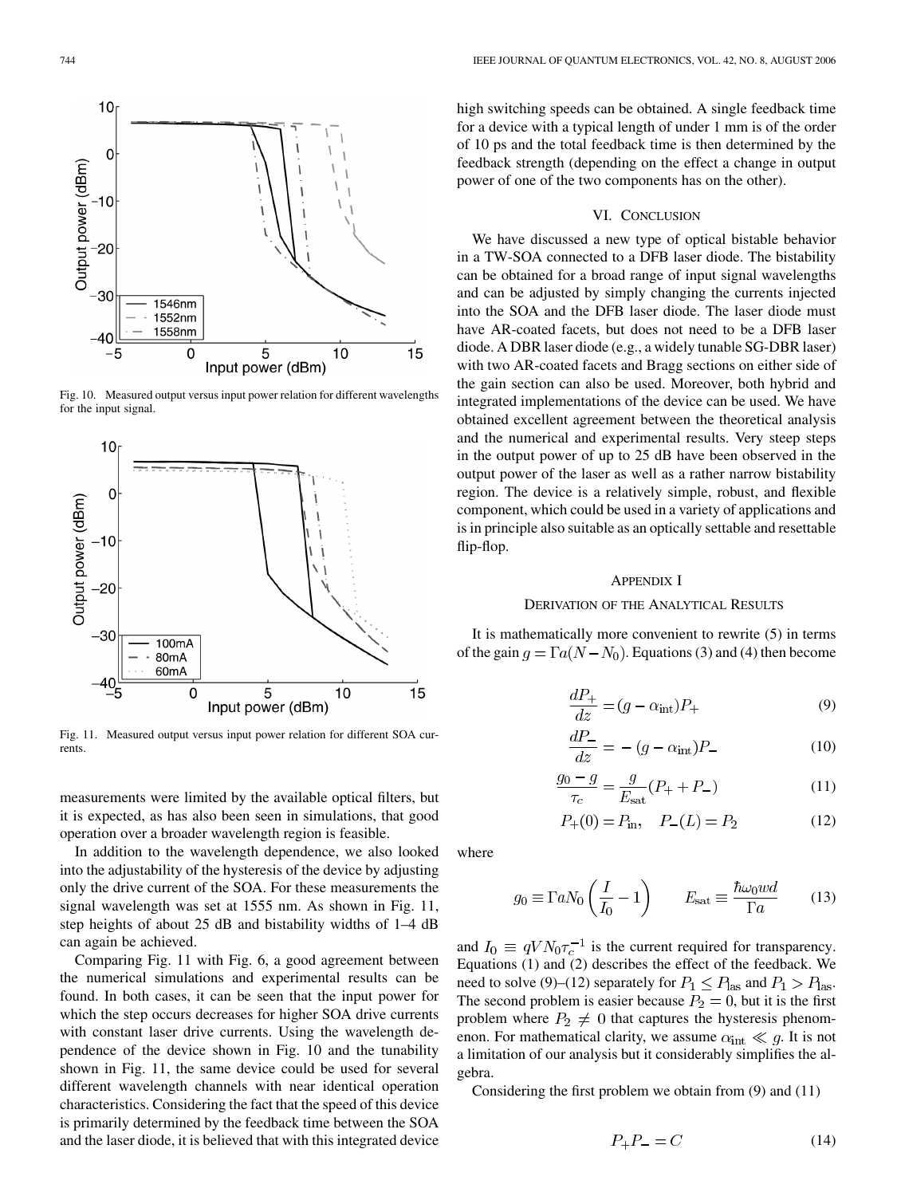Fig. 10. Measured output versus input power relation for different wavelengths for the input signal.

Fig. 11. Measured output versus input power relation for different SOA currents.

measurements were limited by the available optical filters, but it is expected, as has also been seen in simulations, that good operation over a broader wavelength region is feasible.

In addition to the wavelength dependence, we also looked into the adjustability of the hysteresis of the device by adjusting only the drive current of the SOA. For these measurements the signal wavelength was set at 1555 nm. As shown in Fig. 11, step heights of about 25 dB and bistability widths of 1–4 dB can again be achieved.

Comparing Fig. 11 with Fig. 6, a good agreement between the numerical simulations and experimental results can be found. In both cases, it can be seen that the input power for which the step occurs decreases for higher SOA drive currents with constant laser drive currents. Using the wavelength dependence of the device shown in Fig. 10 and the tunability shown in Fig. 11, the same device could be used for several different wavelength channels with near identical operation characteristics. Considering the fact that the speed of this device is primarily determined by the feedback time between the SOA and the laser diode, it is believed that with this integrated device high switching speeds can be obtained. A single feedback time for a device with a typical length of under 1 mm is of the order of 10 ps and the total feedback time is then determined by the feedback strength (depending on the effect a change in output power of one of the two components has on the other).

## VI. Conclusion

We have discussed a new type of optical bistable behavior in a TW-SOA connected to a DFB laser diode. The bistability can be obtained for a broad range of input signal wavelengths and can be adjusted by simply changing the currents injected into the SOA and the DFB laser diode. The laser diode must have AR-coated facets, but does not need to be a DFB laser diode. A DBR laser diode (e.g., a widely tunable SG-DBR laser) with two AR-coated facets and Bragg sections on either side of the gain section can also be used. Moreover, both hybrid and integrated implementations of the device can be used. We have obtained excellent agreement between the theoretical analysis and the numerical and experimental results. Very steep steps in the output power of up to 25 dB have been observed in the output power of the laser as well as a rather narrow bistability region. The device is a relatively simple, robust, and flexible component, which could be used in a variety of applications and is in principle also suitable as an optically settable and resettable flip-flop.

## Appendix I
## Derivation of the Analytical Results

It is mathematically more convenient to rewrite (5) in terms of the gain $g = \Gamma a(N - N_0)$. Equations (3) and (4) then become

$$\frac{dP_+}{dz} = (g - \alpha_{\text{int}})P_+ \tag{9}$$

$$\frac{dP_-}{dz} = -(g - \alpha_{\text{int}})P_- \tag{10}$$

$$\frac{g_0 - g}{\tau_c} = \frac{g}{E_{\text{sat}}}(P_+ + P_-) \tag{11}$$

$$P_+(0) = P_{\text{in}}, \quad P_-(L) = P_2 \tag{12}$$

where

$$g_0 \equiv \Gamma a N_0 \left(\frac{I}{I_0} - 1\right) \qquad E_{\text{sat}} \equiv \frac{\hbar\omega_0 w d}{\Gamma a} \tag{13}$$

and $I_0 \equiv qVN_0\tau_c^{-1}$ is the current required for transparency. Equations (1) and (2) describes the effect of the feedback. We need to solve (9)–(12) separately for $P_1 \leq P_{\text{las}}$ and $P_1 > P_{\text{las}}$. The second problem is easier because $P_2 = 0$, but it is the first problem where $P_2 \neq 0$ that captures the hysteresis phenomenon. For mathematical clarity, we assume $\alpha_{\text{int}} \ll g$. It is not a limitation of our analysis but it considerably simplifies the algebra.

Considering the first problem we obtain from (9) and (11)

$$P_+P_- = C \tag{14}$$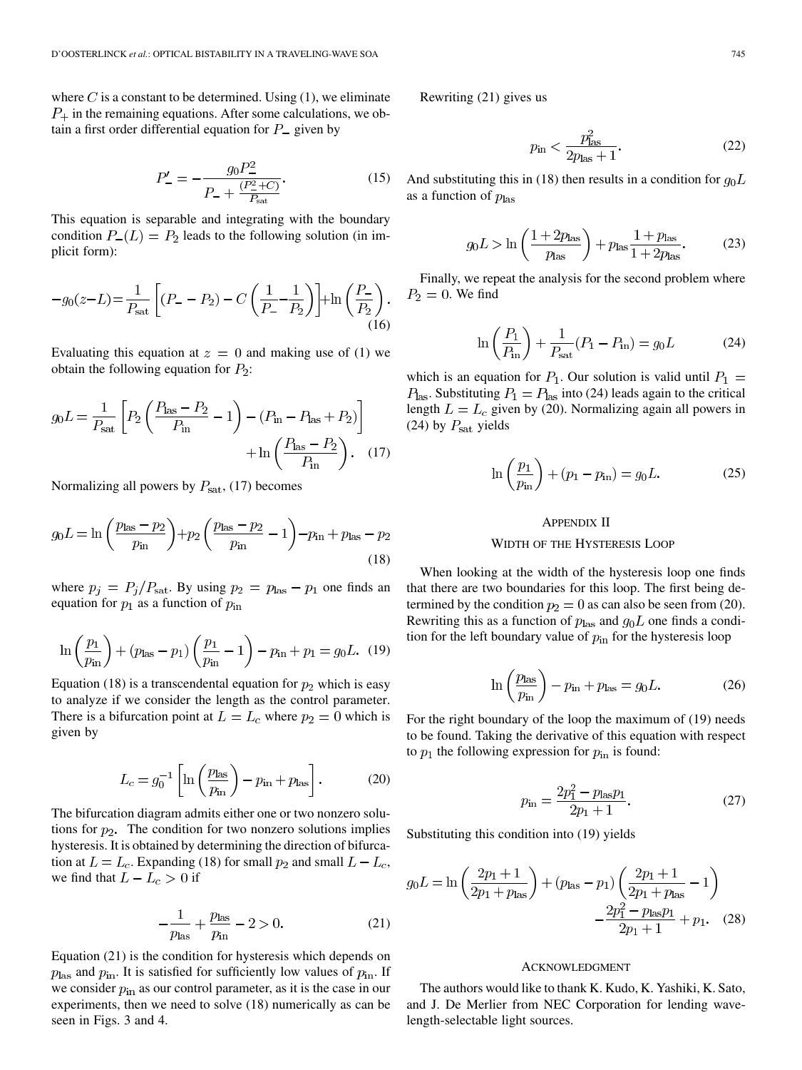where $C$ is a constant to be determined. Using (1), we eliminate $P_+$ in the remaining equations. After some calculations, we obtain a first order differential equation for $P_-$ given by

$$P_-' = -\frac{g_0 P_-^2}{P_- + \frac{(P_-^2 + C)}{P_{\rm sat}}}. \tag{15}$$

This equation is separable and integrating with the boundary condition $P_-(L) = P_2$ leads to the following solution (in implicit form):

$$-g_0(z-L) = \frac{1}{P_{\rm sat}}\left[(P_- - P_2) - C\left(\frac{1}{P_-} - \frac{1}{P_2}\right)\right] + \ln\left(\frac{P_-}{P_2}\right). \tag{16}$$

Evaluating this equation at $z = 0$ and making use of (1) we obtain the following equation for $P_2$:

$$g_0 L = \frac{1}{P_{\rm sat}}\left[P_2\left(\frac{P_{\rm las} - P_2}{P_{\rm in}} - 1\right) - (P_{\rm in} - P_{\rm las} + P_2)\right] + \ln\left(\frac{P_{\rm las} - P_2}{P_{\rm in}}\right). \tag{17}$$

Normalizing all powers by $P_{\rm sat}$, (17) becomes

$$g_0 L = \ln\left(\frac{p_{\rm las} - p_2}{p_{\rm in}}\right) + p_2\left(\frac{p_{\rm las} - p_2}{p_{\rm in}} - 1\right) - p_{\rm in} + p_{\rm las} - p_2 \tag{18}$$

where $p_j = P_j/P_{\rm sat}$. By using $p_2 = p_{\rm las} - p_1$ one finds an equation for $p_1$ as a function of $p_{\rm in}$

$$\ln\left(\frac{p_1}{p_{\rm in}}\right) + (p_{\rm las} - p_1)\left(\frac{p_1}{p_{\rm in}} - 1\right) - p_{\rm in} + p_1 = g_0 L. \tag{19}$$

Equation (18) is a transcendental equation for $p_2$ which is easy to analyze if we consider the length as the control parameter. There is a bifurcation point at $L = L_c$ where $p_2 = 0$ which is given by

$$L_c = g_0^{-1}\left[\ln\left(\frac{p_{\rm las}}{p_{\rm in}}\right) - p_{\rm in} + p_{\rm las}\right]. \tag{20}$$

The bifurcation diagram admits either one or two nonzero solutions for $p_2$. The condition for two nonzero solutions implies hysteresis. It is obtained by determining the direction of bifurcation at $L = L_c$. Expanding (18) for small $p_2$ and small $L - L_c$, we find that $L - L_c > 0$ if

$$-\frac{1}{p_{\rm las}} + \frac{p_{\rm las}}{p_{\rm in}} - 2 > 0. \tag{21}$$

Equation (21) is the condition for hysteresis which depends on $p_{\rm las}$ and $p_{\rm in}$. It is satisfied for sufficiently low values of $p_{\rm in}$. If we consider $p_{\rm in}$ as our control parameter, as it is the case in our experiments, then we need to solve (18) numerically as can be seen in Figs. 3 and 4.

Rewriting (21) gives us

$$p_{\rm in} < \frac{p_{\rm las}^2}{2p_{\rm las} + 1}. \tag{22}$$

And substituting this in (18) then results in a condition for $g_0 L$ as a function of $p_{\rm las}$

$$g_0 L > \ln\left(\frac{1 + 2p_{\rm las}}{p_{\rm las}}\right) + p_{\rm las}\frac{1 + p_{\rm las}}{1 + 2p_{\rm las}}. \tag{23}$$

Finally, we repeat the analysis for the second problem where $P_2 = 0$. We find

$$\ln\left(\frac{P_1}{P_{\rm in}}\right) + \frac{1}{P_{\rm sat}}(P_1 - P_{\rm in}) = g_0 L \tag{24}$$

which is an equation for $P_1$. Our solution is valid until $P_1 = P_{\rm las}$. Substituting $P_1 = P_{\rm las}$ into (24) leads again to the critical length $L = L_c$ given by (20). Normalizing again all powers in (24) by $P_{\rm sat}$ yields

$$\ln\left(\frac{p_1}{p_{\rm in}}\right) + (p_1 - p_{\rm in}) = g_0 L. \tag{25}$$

## Appendix II
## Width of the Hysteresis Loop

When looking at the width of the hysteresis loop one finds that there are two boundaries for this loop. The first being determined by the condition $p_2 = 0$ as can also be seen from (20). Rewriting this as a function of $p_{\rm las}$ and $g_0 L$ one finds a condition for the left boundary value of $p_{\rm in}$ for the hysteresis loop

$$\ln\left(\frac{p_{\rm las}}{p_{\rm in}}\right) - p_{\rm in} + p_{\rm las} = g_0 L. \tag{26}$$

For the right boundary of the loop the maximum of (19) needs to be found. Taking the derivative of this equation with respect to $p_1$ the following expression for $p_{\rm in}$ is found:

$$p_{\rm in} = \frac{2p_1^2 - p_{\rm las} p_1}{2p_1 + 1}. \tag{27}$$

Substituting this condition into (19) yields

$$g_0 L = \ln\left(\frac{2p_1 + 1}{2p_1 + p_{\rm las}}\right) + (p_{\rm las} - p_1)\left(\frac{2p_1 + 1}{2p_1 + p_{\rm las}} - 1\right) - \frac{2p_1^2 - p_{\rm las} p_1}{2p_1 + 1} + p_1. \tag{28}$$

## Acknowledgment

The authors would like to thank K. Kudo, K. Yashiki, K. Sato, and J. De Merlier from NEC Corporation for lending wavelength-selectable light sources.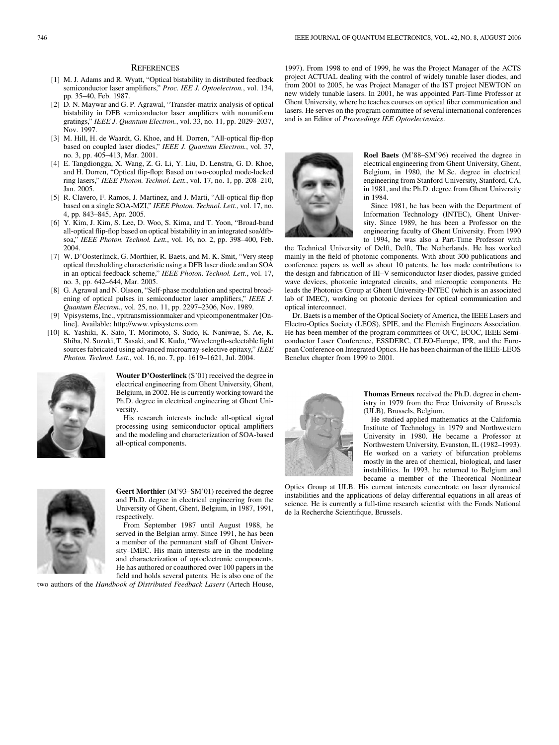## References

[1] M. J. Adams and R. Wyatt, "Optical bistability in distributed feedback semiconductor laser amplifiers," *Proc. IEE J. Optoelectron.*, vol. 134, pp. 35–40, Feb. 1987.

[2] D. N. Maywar and G. P. Agrawal, "Transfer-matrix analysis of optical bistability in DFB semiconductor laser amplifiers with nonuniform gratings," *IEEE J. Quantum Electron.*, vol. 33, no. 11, pp. 2029–2037, Nov. 1997.

[3] M. Hill, H. de Waardt, G. Khoe, and H. Dorren, "All-optical flip-flop based on coupled laser diodes," *IEEE J. Quantum Electron.*, vol. 37, no. 3, pp. 405–413, Mar. 2001.

[4] E. Tangdiongga, X. Wang, Z. G. Li, Y. Liu, D. Lenstra, G. D. Khoe, and H. Dorren, "Optical flip-flop: Based on two-coupled mode-locked ring lasers," *IEEE Photon. Technol. Lett.*, vol. 17, no. 1, pp. 208–210, Jan. 2005.

[5] R. Clavero, F. Ramos, J. Martinez, and J. Marti, "All-optical flip-flop based on a single SOA-MZI," *IEEE Photon. Technol. Lett.*, vol. 17, no. 4, pp. 843–845, Apr. 2005.

[6] Y. Kim, J. Kim, S. Lee, D. Woo, S. Kima, and T. Yoon, "Broad-band all-optical flip-flop based on optical bistability in an integrated soa/dfb-soa," *IEEE Photon. Technol. Lett.*, vol. 16, no. 2, pp. 398–400, Feb. 2004.

[7] W. D'Oosterlinck, G. Morthier, R. Baets, and M. K. Smit, "Very steep optical thresholding characteristic using a DFB laser diode and an SOA in an optical feedback scheme," *IEEE Photon. Technol. Lett.*, vol. 17, no. 3, pp. 642–644, Mar. 2005.

[8] G. Agrawal and N. Olsson, "Self-phase modulation and spectral broadening of optical pulses in semiconductor laser amplifiers," *IEEE J. Quantum Electron.*, vol. 25, no. 11, pp. 2297–2306, Nov. 1989.

[9] Vpisystems, Inc., vpitransmissionmaker and vpicomponentmaker [Online]. Available: http://www.vpisystems.com

[10] K. Yashiki, K. Sato, T. Morimoto, S. Sudo, K. Naniwae, S. Ae, K. Shiba, N. Suzuki, T. Sasaki, and K. Kudo, "Wavelength-selectable light sources fabricated using advanced microarray-selective epitaxy," *IEEE Photon. Technol. Lett.*, vol. 16, no. 7, pp. 1619–1621, Jul. 2004.

**Wouter D'Oosterlinck** (S'01) received the degree in electrical engineering from Ghent University, Ghent, Belgium, in 2002. He is currently working toward the Ph.D. degree in electrical engineering at Ghent University.

His research interests include all-optical signal processing using semiconductor optical amplifiers and the modeling and characterization of SOA-based all-optical components.

**Geert Morthier** (M'93–SM'01) received the degree and Ph.D. degree in electrical engineering from the University of Ghent, Ghent, Belgium, in 1987, 1991, respectively.

From September 1987 until August 1988, he served in the Belgian army. Since 1991, he has been a member of the permanent staff of Ghent University–IMEC. His main interests are in the modeling and characterization of optoelectronic components. He has authored or coauthored over 100 papers in the field and holds several patents. He is also one of the two authors of the *Handbook of Distributed Feedback Lasers* (Artech House, 1997). From 1998 to end of 1999, he was the Project Manager of the ACTS project ACTUAL dealing with the control of widely tunable laser diodes, and from 2001 to 2005, he was Project Manager of the IST project NEWTON on new widely tunable lasers. In 2001, he was appointed Part-Time Professor at Ghent University, where he teaches courses on optical fiber communication and lasers. He serves on the program committee of several international conferences and is an Editor of *Proceedings IEE Optoelectronics*.

**Roel Baets** (M'88–SM'96) received the degree in electrical engineering from Ghent University, Ghent, Belgium, in 1980, the M.Sc. degree in electrical engineering from Stanford University, Stanford, CA, in 1981, and the Ph.D. degree from Ghent University in 1984.

Since 1981, he has been with the Department of Information Technology (INTEC), Ghent University. Since 1989, he has been a Professor on the engineering faculty of Ghent University. From 1990 to 1994, he was also a Part-Time Professor with the Technical University of Delft, Delft, The Netherlands. He has worked mainly in the field of photonic components. With about 300 publications and conference papers as well as about 10 patents, he has made contributions to the design and fabrication of III–V semiconductor laser diodes, passive guided wave devices, photonic integrated circuits, and microoptic components. He leads the Photonics Group at Ghent University-INTEC (which is an associated lab of IMEC), working on photonic devices for optical communication and optical interconnect.

Dr. Baets is a member of the Optical Society of America, the IEEE Lasers and Electro-Optics Society (LEOS), SPIE, and the Flemish Engineers Association. He has been member of the program committees of OFC, ECOC, IEEE Semiconductor Laser Conference, ESSDERC, CLEO-Europe, IPR, and the European Conference on Integrated Optics. He has been chairman of the IEEE-LEOS Benelux chapter from 1999 to 2001.

**Thomas Erneux** received the Ph.D. degree in chemistry in 1979 from the Free University of Brussels (ULB), Brussels, Belgium.

He studied applied mathematics at the California Institute of Technology in 1979 and Northwestern University in 1980. He became a Professor at Northwestern University, Evanston, IL (1982–1993). He worked on a variety of bifurcation problems mostly in the area of chemical, biological, and laser instabilities. In 1993, he returned to Belgium and became a member of the Theoretical Nonlinear Optics Group at ULB. His current interests concentrate on laser dynamical instabilities and the applications of delay differential equations in all areas of science. He is currently a full-time research scientist with the Fonds National de la Recherche Scientifique, Brussels.